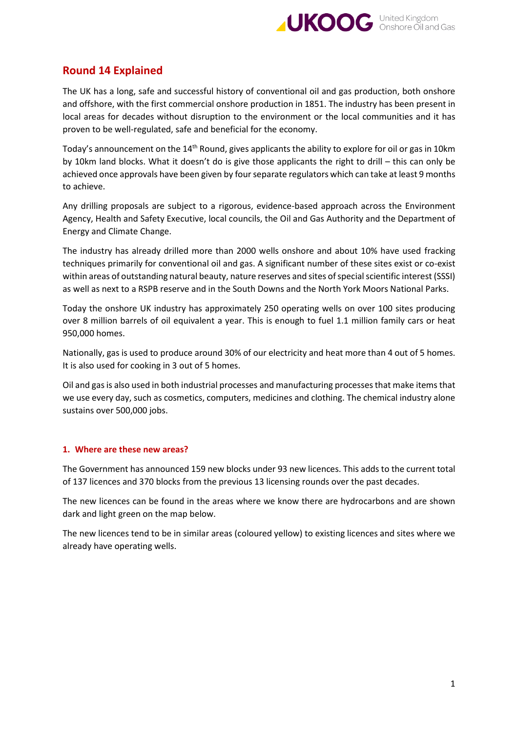# Round 14 Explained

The UK has a long, safe and successful history of conventional oil and gas production, both onshore and offshore, with the first commercial onshore production in 1851. The industry has been present in local areas for decades without disruption to the environment or the local communities and it has proven to be well-regulated, safe and beneficial for the economy.

Today's announcement on the 14th Round, gives applicants the ability to explore for oil or gas in 10km by 10km land blocks. What it doesn't do is give those applicants the right to drill – this can only be achieved once approvals have been given by four separate regulators which can take at least 9 months to achieve.

Any drilling proposals are subject to a rigorous, evidence-based approach across the Environment Agency, Health and Safety Executive, local councils, the Oil and Gas Authority and the Department of Energy and Climate Change.

The industry has already drilled more than 2000 wells onshore and about 10% have used fracking techniques primarily for conventional oil and gas. A significant number of these sites exist or co-exist within areas of outstanding natural beauty, nature reserves and sites of special scientific interest (SSSI) as well as next to a RSPB reserve and in the South Downs and the North York Moors National Parks.

Today the onshore UK industry has approximately 250 operating wells on over 100 sites producing over 8 million barrels of oil equivalent a year. This is enough to fuel 1.1 million family cars or heat 950,000 homes.

Nationally, gas is used to produce around 30% of our electricity and heat more than 4 out of 5 homes. It is also used for cooking in 3 out of 5 homes.

Oil and gas is also used in both industrial processes and manufacturing processes that make items that we use every day, such as cosmetics, computers, medicines and clothing. The chemical industry alone sustains over 500,000 jobs.

## 1. Where are these new areas?

The Government has announced 159 new blocks under 93 new licences. This adds to the current total of 137 licences and 370 blocks from the previous 13 licensing rounds over the past decades.

The new licences can be found in the areas where we know there are hydrocarbons and are shown dark and light green on the map below.

The new licences tend to be in similar areas (coloured yellow) to existing licences and sites where we already have operating wells.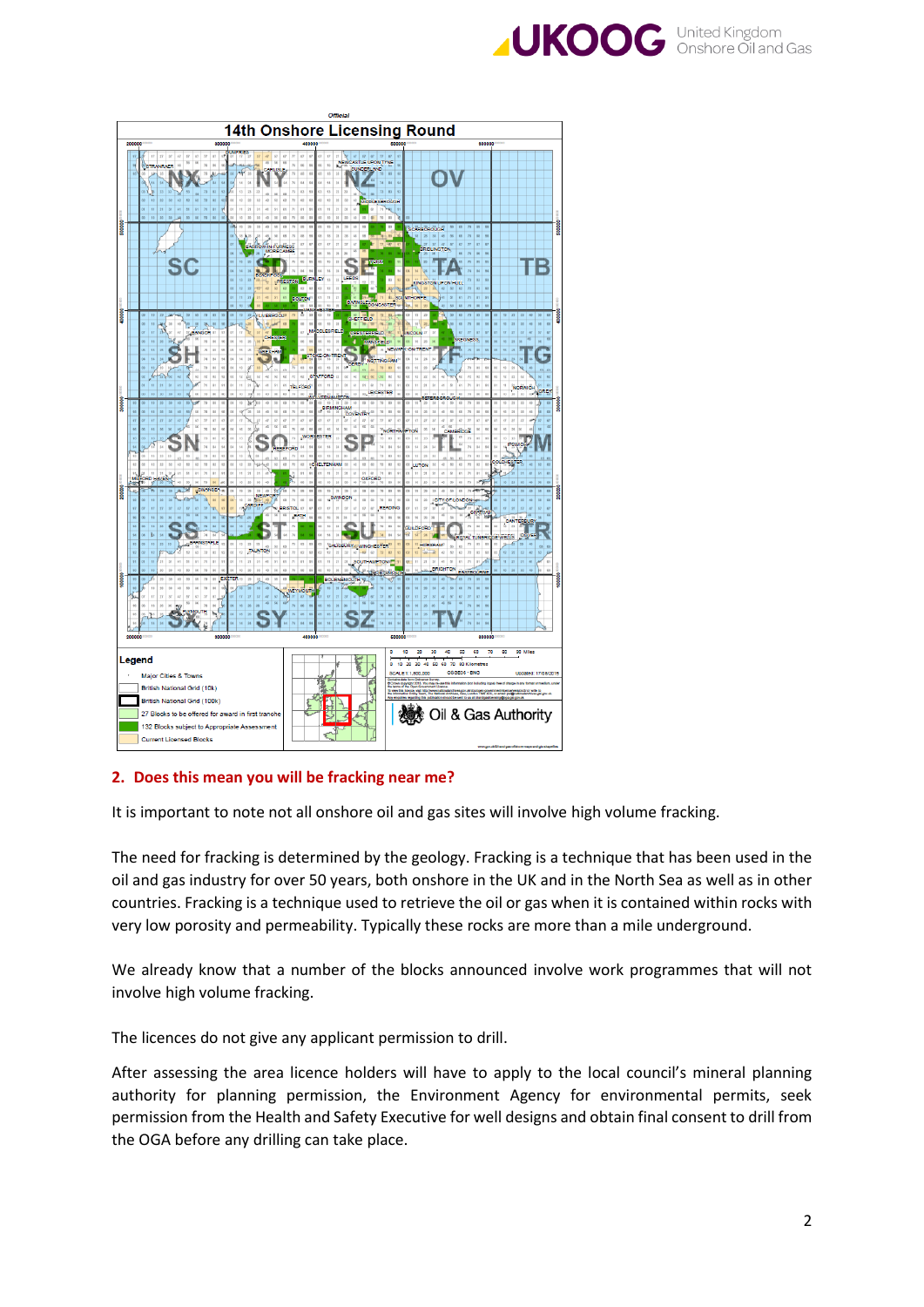## 2. Does this mean you will be fracking near me?

It is important to note not all onshore oil and gas sites will involve high volume fracking.

The need for fracking is determined by the geology. Fracking is a technique that has been used in the oil and gas industry for over 50 years, both onshore in the UK and in the North Sea as well as in other countries. Fracking is a technique used to retrieve the oil or gas when it is contained within rocks with very low porosity and permeability. Typically these rocks are more than a mile underground.

We already know that a number of the blocks announced involve work programmes that will not involve high volume fracking.

The licences do not give any applicant permission to drill.

After assessing the area licence holders will have to apply to the local council's mineral planning authority for planning permission, the Environment Agency for environmental permits, seek permission from the Health and Safety Executive for well designs and obtain final consent to drill from the OGA before any drilling can take place.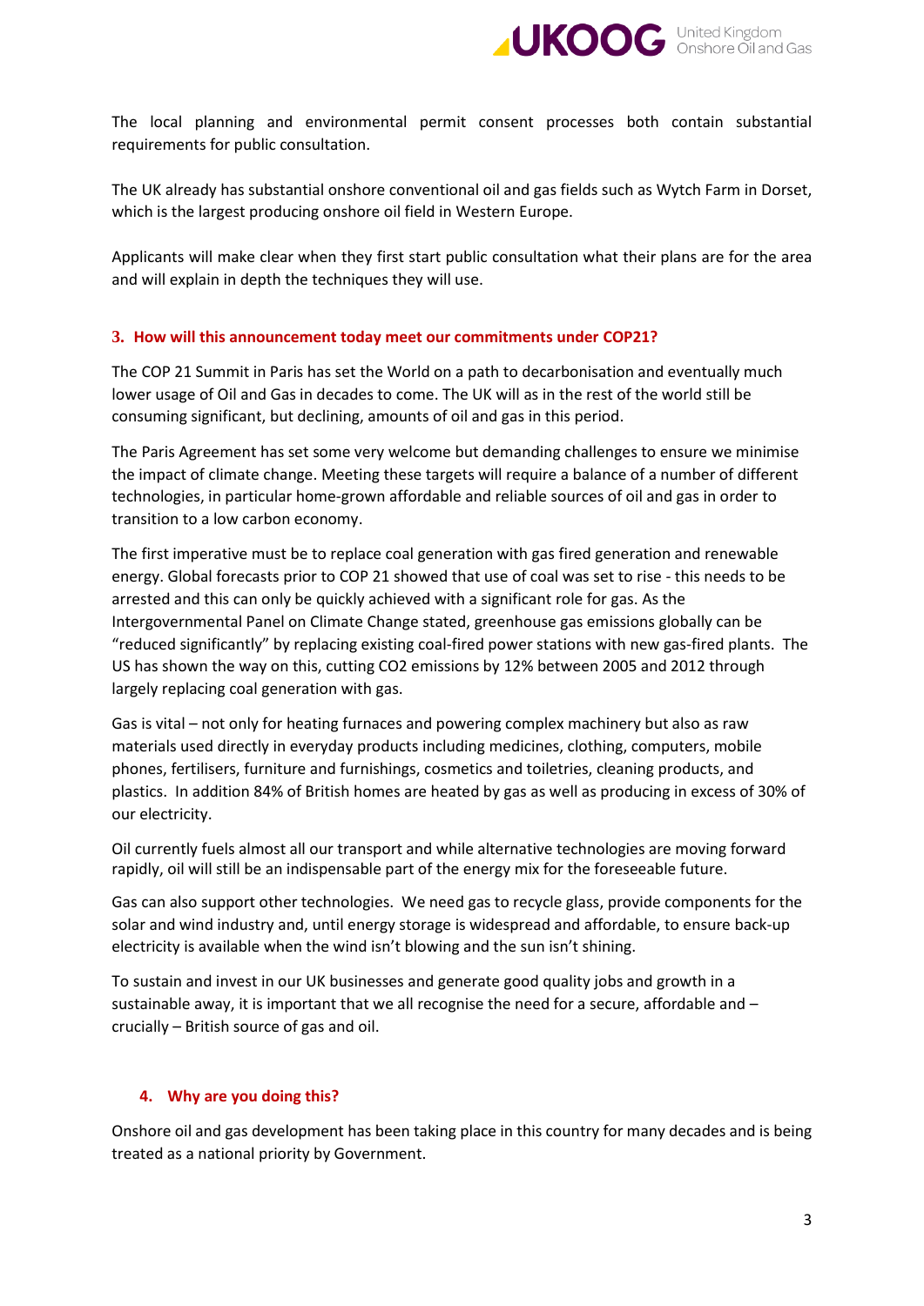The local planning and environmental permit consent processes both contain substantial requirements for public consultation.

The UK already has substantial onshore conventional oil and gas fields such as Wytch Farm in Dorset, which is the largest producing onshore oil field in Western Europe.

Applicants will make clear when they first start public consultation what their plans are for the area and will explain in depth the techniques they will use.

### 3. How will this announcement today meet our commitments under COP21?

The COP 21 Summit in Paris has set the World on a path to decarbonisation and eventually much lower usage of Oil and Gas in decades to come. The UK will as in the rest of the world still be consuming significant, but declining, amounts of oil and gas in this period.

The Paris Agreement has set some very welcome but demanding challenges to ensure we minimise the impact of climate change. Meeting these targets will require a balance of a number of different technologies, in particular home-grown affordable and reliable sources of oil and gas in order to transition to a low carbon economy.

The first imperative must be to replace coal generation with gas fired generation and renewable energy. Global forecasts prior to COP 21 showed that use of coal was set to rise - this needs to be arrested and this can only be quickly achieved with a significant role for gas. As the Intergovernmental Panel on Climate Change stated, greenhouse gas emissions globally can be "reduced significantly" by replacing existing coal-fired power stations with new gas-fired plants. The US has shown the way on this, cutting $CO_2$ emissions by 12% between 2005 and 2012 through largely replacing coal generation with gas.

Gas is vital – not only for heating furnaces and powering complex machinery but also as raw materials used directly in everyday products including medicines, clothing, computers, mobile phones, fertilisers, furniture and furnishings, cosmetics and toiletries, cleaning products, and plastics. In addition 84% of British homes are heated by gas as well as producing in excess of 30% of our electricity.

Oil currently fuels almost all our transport and while alternative technologies are moving forward rapidly, oil will still be an indispensable part of the energy mix for the foreseeable future.

Gas can also support other technologies. We need gas to recycle glass, provide components for the solar and wind industry and, until energy storage is widespread and affordable, to ensure back-up electricity is available when the wind isn't blowing and the sun isn't shining.

To sustain and invest in our UK businesses and generate good quality jobs and growth in a sustainable away, it is important that we all recognise the need for a secure, affordable and – crucially – British source of gas and oil.

### 4. Why are you doing this?

Onshore oil and gas development has been taking place in this country for many decades and is being treated as a national priority by Government.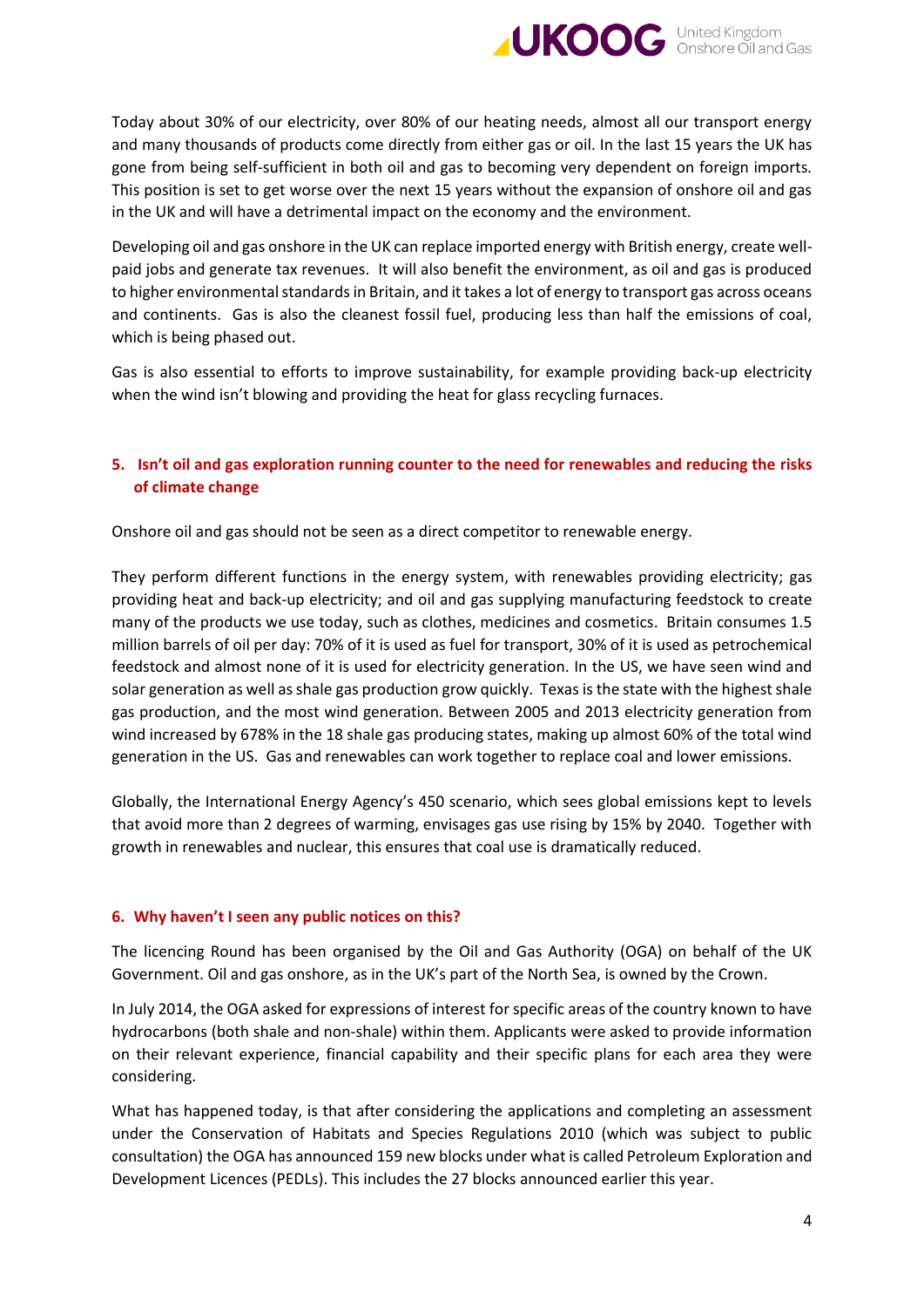Today about 30% of our electricity, over 80% of our heating needs, almost all our transport energy and many thousands of products come directly from either gas or oil. In the last 15 years the UK has gone from being self-sufficient in both oil and gas to becoming very dependent on foreign imports. This position is set to get worse over the next 15 years without the expansion of onshore oil and gas in the UK and will have a detrimental impact on the economy and the environment.

Developing oil and gas onshore in the UK can replace imported energy with British energy, create well-paid jobs and generate tax revenues. It will also benefit the environment, as oil and gas is produced to higher environmental standards in Britain, and it takes a lot of energy to transport gas across oceans and continents. Gas is also the cleanest fossil fuel, producing less than half the emissions of coal, which is being phased out.

Gas is also essential to efforts to improve sustainability, for example providing back-up electricity when the wind isn't blowing and providing the heat for glass recycling furnaces.

## 5. Isn't oil and gas exploration running counter to the need for renewables and reducing the risks of climate change

Onshore oil and gas should not be seen as a direct competitor to renewable energy.

They perform different functions in the energy system, with renewables providing electricity; gas providing heat and back-up electricity; and oil and gas supplying manufacturing feedstock to create many of the products we use today, such as clothes, medicines and cosmetics. Britain consumes 1.5 million barrels of oil per day: 70% of it is used as fuel for transport, 30% of it is used as petrochemical feedstock and almost none of it is used for electricity generation. In the US, we have seen wind and solar generation as well as shale gas production grow quickly. Texas is the state with the highest shale gas production, and the most wind generation. Between 2005 and 2013 electricity generation from wind increased by 678% in the 18 shale gas producing states, making up almost 60% of the total wind generation in the US. Gas and renewables can work together to replace coal and lower emissions.

Globally, the International Energy Agency's 450 scenario, which sees global emissions kept to levels that avoid more than 2 degrees of warming, envisages gas use rising by 15% by 2040. Together with growth in renewables and nuclear, this ensures that coal use is dramatically reduced.

## 6. Why haven't I seen any public notices on this?

The licencing Round has been organised by the Oil and Gas Authority (OGA) on behalf of the UK Government. Oil and gas onshore, as in the UK's part of the North Sea, is owned by the Crown.

In July 2014, the OGA asked for expressions of interest for specific areas of the country known to have hydrocarbons (both shale and non-shale) within them. Applicants were asked to provide information on their relevant experience, financial capability and their specific plans for each area they were considering.

What has happened today, is that after considering the applications and completing an assessment under the Conservation of Habitats and Species Regulations 2010 (which was subject to public consultation) the OGA has announced 159 new blocks under what is called Petroleum Exploration and Development Licences (PEDLs). This includes the 27 blocks announced earlier this year.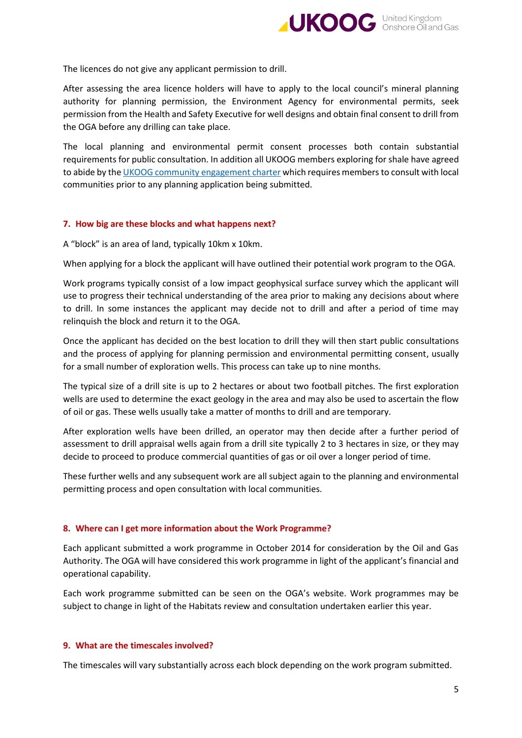The licences do not give any applicant permission to drill.

After assessing the area licence holders will have to apply to the local council's mineral planning authority for planning permission, the Environment Agency for environmental permits, seek permission from the Health and Safety Executive for well designs and obtain final consent to drill from the OGA before any drilling can take place.

The local planning and environmental permit consent processes both contain substantial requirements for public consultation. In addition all UKOOG members exploring for shale have agreed to abide by the UKOOG community engagement charter which requires members to consult with local communities prior to any planning application being submitted.

### 7. How big are these blocks and what happens next?

A "block" is an area of land, typically 10km x 10km.

When applying for a block the applicant will have outlined their potential work program to the OGA.

Work programs typically consist of a low impact geophysical surface survey which the applicant will use to progress their technical understanding of the area prior to making any decisions about where to drill. In some instances the applicant may decide not to drill and after a period of time may relinquish the block and return it to the OGA.

Once the applicant has decided on the best location to drill they will then start public consultations and the process of applying for planning permission and environmental permitting consent, usually for a small number of exploration wells. This process can take up to nine months.

The typical size of a drill site is up to 2 hectares or about two football pitches. The first exploration wells are used to determine the exact geology in the area and may also be used to ascertain the flow of oil or gas. These wells usually take a matter of months to drill and are temporary.

After exploration wells have been drilled, an operator may then decide after a further period of assessment to drill appraisal wells again from a drill site typically 2 to 3 hectares in size, or they may decide to proceed to produce commercial quantities of gas or oil over a longer period of time.

These further wells and any subsequent work are all subject again to the planning and environmental permitting process and open consultation with local communities.

### 8. Where can I get more information about the Work Programme?

Each applicant submitted a work programme in October 2014 for consideration by the Oil and Gas Authority. The OGA will have considered this work programme in light of the applicant's financial and operational capability.

Each work programme submitted can be seen on the OGA's website. Work programmes may be subject to change in light of the Habitats review and consultation undertaken earlier this year.

### 9. What are the timescales involved?

The timescales will vary substantially across each block depending on the work program submitted.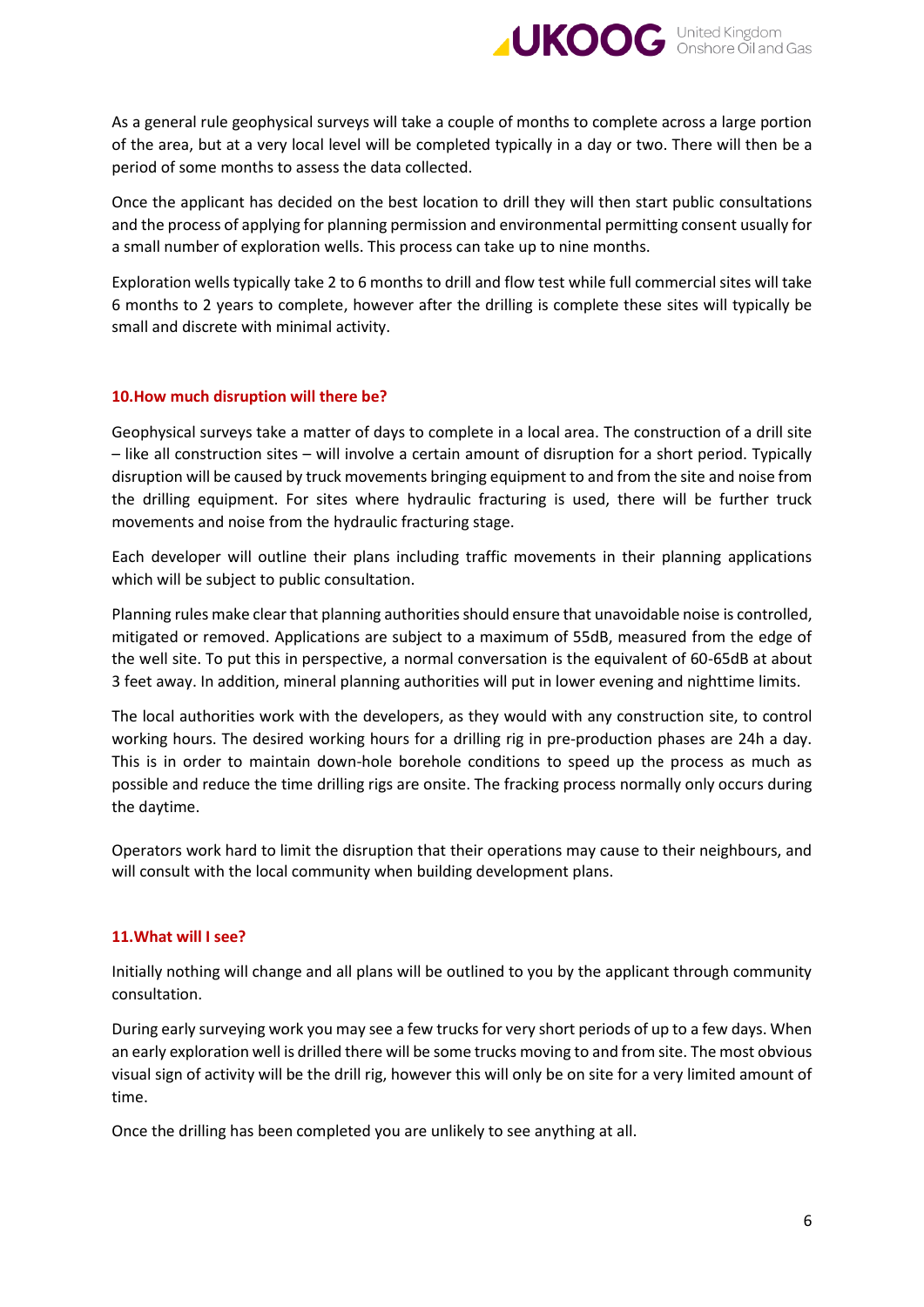As a general rule geophysical surveys will take a couple of months to complete across a large portion of the area, but at a very local level will be completed typically in a day or two. There will then be a period of some months to assess the data collected.

Once the applicant has decided on the best location to drill they will then start public consultations and the process of applying for planning permission and environmental permitting consent usually for a small number of exploration wells. This process can take up to nine months.

Exploration wells typically take 2 to 6 months to drill and flow test while full commercial sites will take 6 months to 2 years to complete, however after the drilling is complete these sites will typically be small and discrete with minimal activity.

## 10.How much disruption will there be?

Geophysical surveys take a matter of days to complete in a local area. The construction of a drill site – like all construction sites – will involve a certain amount of disruption for a short period. Typically disruption will be caused by truck movements bringing equipment to and from the site and noise from the drilling equipment. For sites where hydraulic fracturing is used, there will be further truck movements and noise from the hydraulic fracturing stage.

Each developer will outline their plans including traffic movements in their planning applications which will be subject to public consultation.

Planning rules make clear that planning authorities should ensure that unavoidable noise is controlled, mitigated or removed. Applications are subject to a maximum of 55dB, measured from the edge of the well site. To put this in perspective, a normal conversation is the equivalent of 60-65dB at about 3 feet away. In addition, mineral planning authorities will put in lower evening and nighttime limits.

The local authorities work with the developers, as they would with any construction site, to control working hours. The desired working hours for a drilling rig in pre-production phases are 24h a day. This is in order to maintain down-hole borehole conditions to speed up the process as much as possible and reduce the time drilling rigs are onsite. The fracking process normally only occurs during the daytime.

Operators work hard to limit the disruption that their operations may cause to their neighbours, and will consult with the local community when building development plans.

## 11.What will I see?

Initially nothing will change and all plans will be outlined to you by the applicant through community consultation.

During early surveying work you may see a few trucks for very short periods of up to a few days. When an early exploration well is drilled there will be some trucks moving to and from site. The most obvious visual sign of activity will be the drill rig, however this will only be on site for a very limited amount of time.

Once the drilling has been completed you are unlikely to see anything at all.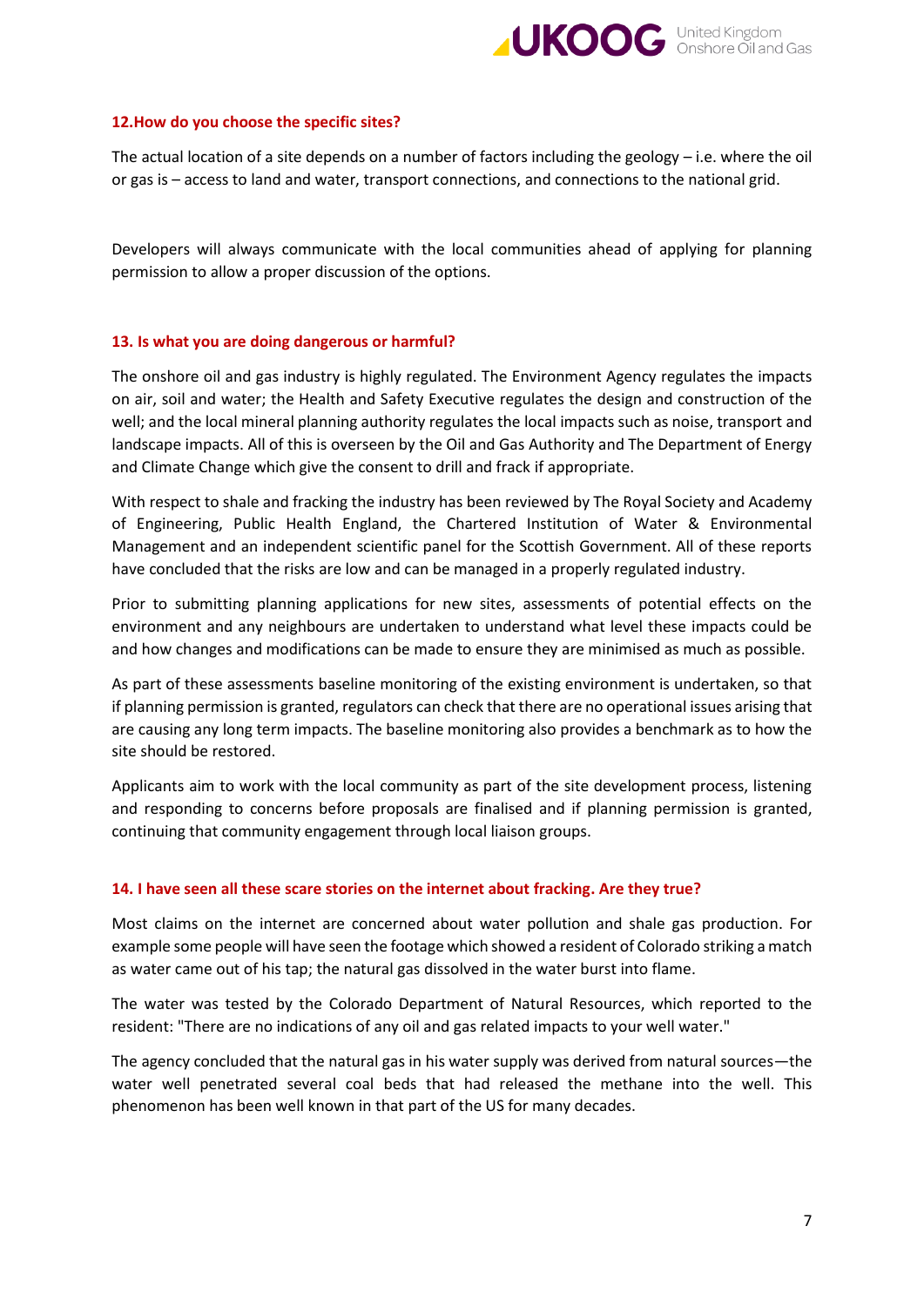#### 12.How do you choose the specific sites?

The actual location of a site depends on a number of factors including the geology – i.e. where the oil or gas is – access to land and water, transport connections, and connections to the national grid.

Developers will always communicate with the local communities ahead of applying for planning permission to allow a proper discussion of the options.

#### 13. Is what you are doing dangerous or harmful?

The onshore oil and gas industry is highly regulated. The Environment Agency regulates the impacts on air, soil and water; the Health and Safety Executive regulates the design and construction of the well; and the local mineral planning authority regulates the local impacts such as noise, transport and landscape impacts. All of this is overseen by the Oil and Gas Authority and The Department of Energy and Climate Change which give the consent to drill and frack if appropriate.

With respect to shale and fracking the industry has been reviewed by The Royal Society and Academy of Engineering, Public Health England, the Chartered Institution of Water & Environmental Management and an independent scientific panel for the Scottish Government. All of these reports have concluded that the risks are low and can be managed in a properly regulated industry.

Prior to submitting planning applications for new sites, assessments of potential effects on the environment and any neighbours are undertaken to understand what level these impacts could be and how changes and modifications can be made to ensure they are minimised as much as possible.

As part of these assessments baseline monitoring of the existing environment is undertaken, so that if planning permission is granted, regulators can check that there are no operational issues arising that are causing any long term impacts. The baseline monitoring also provides a benchmark as to how the site should be restored.

Applicants aim to work with the local community as part of the site development process, listening and responding to concerns before proposals are finalised and if planning permission is granted, continuing that community engagement through local liaison groups.

#### 14. I have seen all these scare stories on the internet about fracking. Are they true?

Most claims on the internet are concerned about water pollution and shale gas production. For example some people will have seen the footage which showed a resident of Colorado striking a match as water came out of his tap; the natural gas dissolved in the water burst into flame.

The water was tested by the Colorado Department of Natural Resources, which reported to the resident: "There are no indications of any oil and gas related impacts to your well water."

The agency concluded that the natural gas in his water supply was derived from natural sources—the water well penetrated several coal beds that had released the methane into the well. This phenomenon has been well known in that part of the US for many decades.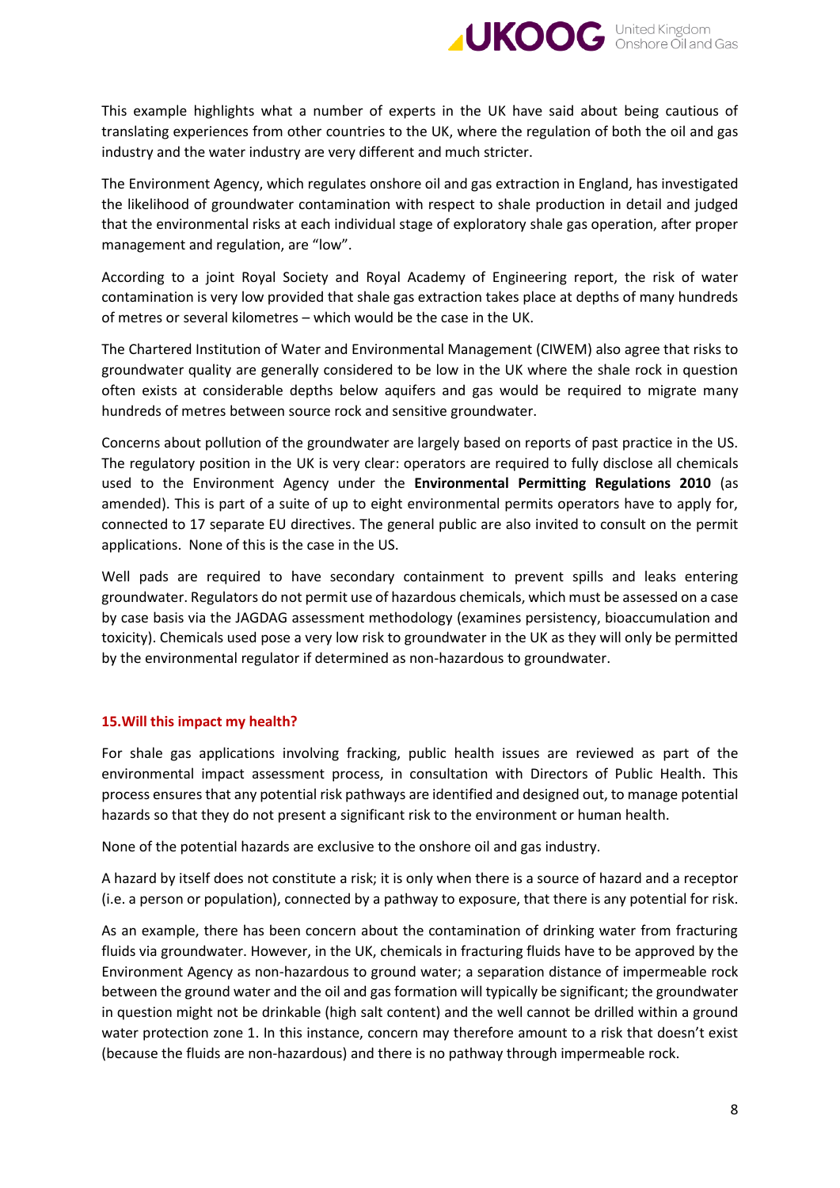This example highlights what a number of experts in the UK have said about being cautious of translating experiences from other countries to the UK, where the regulation of both the oil and gas industry and the water industry are very different and much stricter.

The Environment Agency, which regulates onshore oil and gas extraction in England, has investigated the likelihood of groundwater contamination with respect to shale production in detail and judged that the environmental risks at each individual stage of exploratory shale gas operation, after proper management and regulation, are "low".

According to a joint Royal Society and Royal Academy of Engineering report, the risk of water contamination is very low provided that shale gas extraction takes place at depths of many hundreds of metres or several kilometres – which would be the case in the UK.

The Chartered Institution of Water and Environmental Management (CIWEM) also agree that risks to groundwater quality are generally considered to be low in the UK where the shale rock in question often exists at considerable depths below aquifers and gas would be required to migrate many hundreds of metres between source rock and sensitive groundwater.

Concerns about pollution of the groundwater are largely based on reports of past practice in the US. The regulatory position in the UK is very clear: operators are required to fully disclose all chemicals used to the Environment Agency under the **Environmental Permitting Regulations 2010** (as amended). This is part of a suite of up to eight environmental permits operators have to apply for, connected to 17 separate EU directives. The general public are also invited to consult on the permit applications. None of this is the case in the US.

Well pads are required to have secondary containment to prevent spills and leaks entering groundwater. Regulators do not permit use of hazardous chemicals, which must be assessed on a case by case basis via the JAGDAG assessment methodology (examines persistency, bioaccumulation and toxicity). Chemicals used pose a very low risk to groundwater in the UK as they will only be permitted by the environmental regulator if determined as non-hazardous to groundwater.

### 15. Will this impact my health?

For shale gas applications involving fracking, public health issues are reviewed as part of the environmental impact assessment process, in consultation with Directors of Public Health. This process ensures that any potential risk pathways are identified and designed out, to manage potential hazards so that they do not present a significant risk to the environment or human health.

None of the potential hazards are exclusive to the onshore oil and gas industry.

A hazard by itself does not constitute a risk; it is only when there is a source of hazard and a receptor (i.e. a person or population), connected by a pathway to exposure, that there is any potential for risk.

As an example, there has been concern about the contamination of drinking water from fracturing fluids via groundwater. However, in the UK, chemicals in fracturing fluids have to be approved by the Environment Agency as non-hazardous to ground water; a separation distance of impermeable rock between the ground water and the oil and gas formation will typically be significant; the groundwater in question might not be drinkable (high salt content) and the well cannot be drilled within a ground water protection zone 1. In this instance, concern may therefore amount to a risk that doesn't exist (because the fluids are non-hazardous) and there is no pathway through impermeable rock.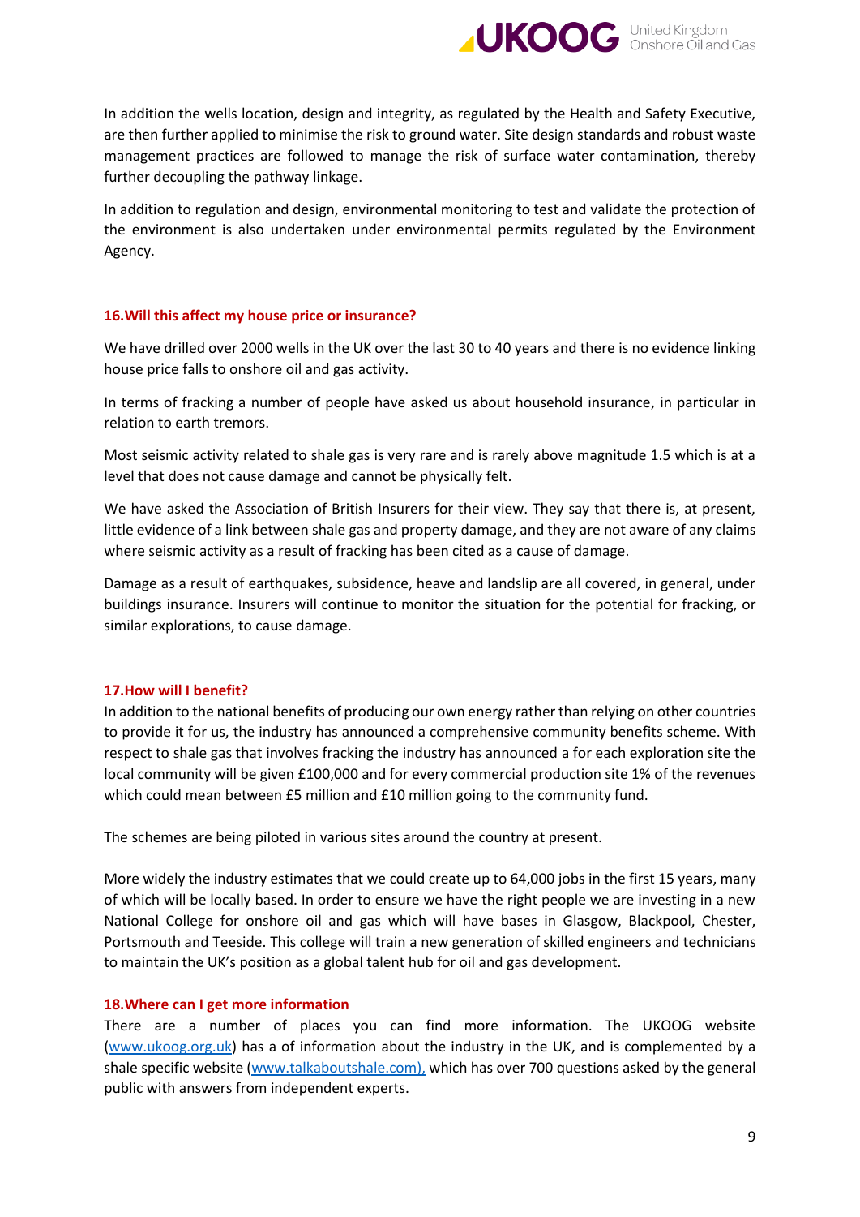In addition the wells location, design and integrity, as regulated by the Health and Safety Executive, are then further applied to minimise the risk to ground water. Site design standards and robust waste management practices are followed to manage the risk of surface water contamination, thereby further decoupling the pathway linkage.

In addition to regulation and design, environmental monitoring to test and validate the protection of the environment is also undertaken under environmental permits regulated by the Environment Agency.

## 16. Will this affect my house price or insurance?

We have drilled over 2000 wells in the UK over the last 30 to 40 years and there is no evidence linking house price falls to onshore oil and gas activity.

In terms of fracking a number of people have asked us about household insurance, in particular in relation to earth tremors.

Most seismic activity related to shale gas is very rare and is rarely above magnitude 1.5 which is at a level that does not cause damage and cannot be physically felt.

We have asked the Association of British Insurers for their view. They say that there is, at present, little evidence of a link between shale gas and property damage, and they are not aware of any claims where seismic activity as a result of fracking has been cited as a cause of damage.

Damage as a result of earthquakes, subsidence, heave and landslip are all covered, in general, under buildings insurance. Insurers will continue to monitor the situation for the potential for fracking, or similar explorations, to cause damage.

## 17. How will I benefit?

In addition to the national benefits of producing our own energy rather than relying on other countries to provide it for us, the industry has announced a comprehensive community benefits scheme. With respect to shale gas that involves fracking the industry has announced a for each exploration site the local community will be given £100,000 and for every commercial production site 1% of the revenues which could mean between £5 million and £10 million going to the community fund.

The schemes are being piloted in various sites around the country at present.

More widely the industry estimates that we could create up to 64,000 jobs in the first 15 years, many of which will be locally based. In order to ensure we have the right people we are investing in a new National College for onshore oil and gas which will have bases in Glasgow, Blackpool, Chester, Portsmouth and Teeside. This college will train a new generation of skilled engineers and technicians to maintain the UK's position as a global talent hub for oil and gas development.

## 18. Where can I get more information

There are a number of places you can find more information. The UKOOG website (www.ukoog.org.uk) has a of information about the industry in the UK, and is complemented by a shale specific website (www.talkaboutshale.com), which has over 700 questions asked by the general public with answers from independent experts.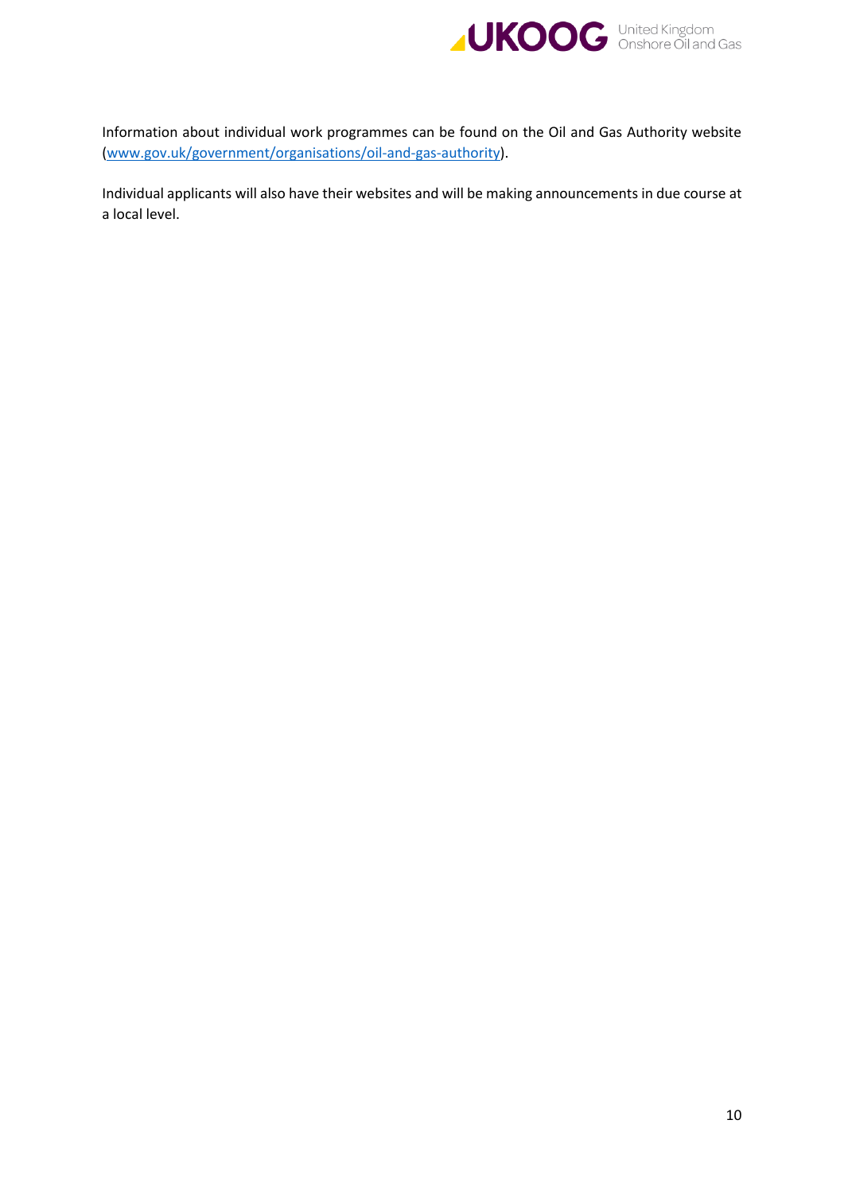Information about individual work programmes can be found on the Oil and Gas Authority website ([www.gov.uk/government/organisations/oil-and-gas-authority](http://www.gov.uk/government/organisations/oil-and-gas-authority)).

Individual applicants will also have their websites and will be making announcements in due course at a local level.